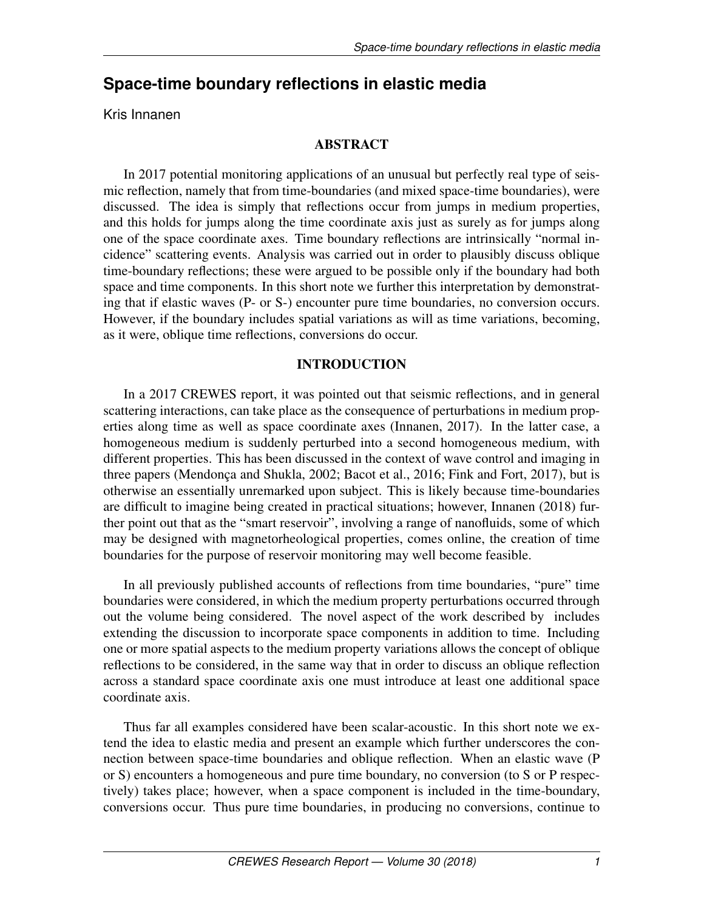# Space-time boundary reflections in elastic media

Kris Innanen

## ABSTRACT

In 2017 potential monitoring applications of an unusual but perfectly real type of seismic reflection, namely that from time-boundaries (and mixed space-time boundaries), were discussed. The idea is simply that reflections occur from jumps in medium properties, and this holds for jumps along the time coordinate axis just as surely as for jumps along one of the space coordinate axes. Time boundary reflections are intrinsically "normal incidence" scattering events. Analysis was carried out in order to plausibly discuss oblique time-boundary reflections; these were argued to be possible only if the boundary had both space and time components. In this short note we further this interpretation by demonstrating that if elastic waves (P- or S-) encounter pure time boundaries, no conversion occurs. However, if the boundary includes spatial variations as will as time variations, becoming, as it were, oblique time reflections, conversions do occur.

## INTRODUCTION

In a 2017 CREWES report, it was pointed out that seismic reflections, and in general scattering interactions, can take place as the consequence of perturbations in medium properties along time as well as space coordinate axes (Innanen, 2017). In the latter case, a homogeneous medium is suddenly perturbed into a second homogeneous medium, with different properties. This has been discussed in the context of wave control and imaging in three papers (Mendonça and Shukla, 2002; Bacot et al., 2016; Fink and Fort, 2017), but is otherwise an essentially unremarked upon subject. This is likely because time-boundaries are difficult to imagine being created in practical situations; however, Innanen (2018) further point out that as the "smart reservoir", involving a range of nanofluids, some of which may be designed with magnetorheological properties, comes online, the creation of time boundaries for the purpose of reservoir monitoring may well become feasible.

In all previously published accounts of reflections from time boundaries, "pure" time boundaries were considered, in which the medium property perturbations occurred through out the volume being considered. The novel aspect of the work described by includes extending the discussion to incorporate space components in addition to time. Including one or more spatial aspects to the medium property variations allows the concept of oblique reflections to be considered, in the same way that in order to discuss an oblique reflection across a standard space coordinate axis one must introduce at least one additional space coordinate axis.

Thus far all examples considered have been scalar-acoustic. In this short note we extend the idea to elastic media and present an example which further underscores the connection between space-time boundaries and oblique reflection. When an elastic wave (P or S) encounters a homogeneous and pure time boundary, no conversion (to S or P respectively) takes place; however, when a space component is included in the time-boundary, conversions occur. Thus pure time boundaries, in producing no conversions, continue to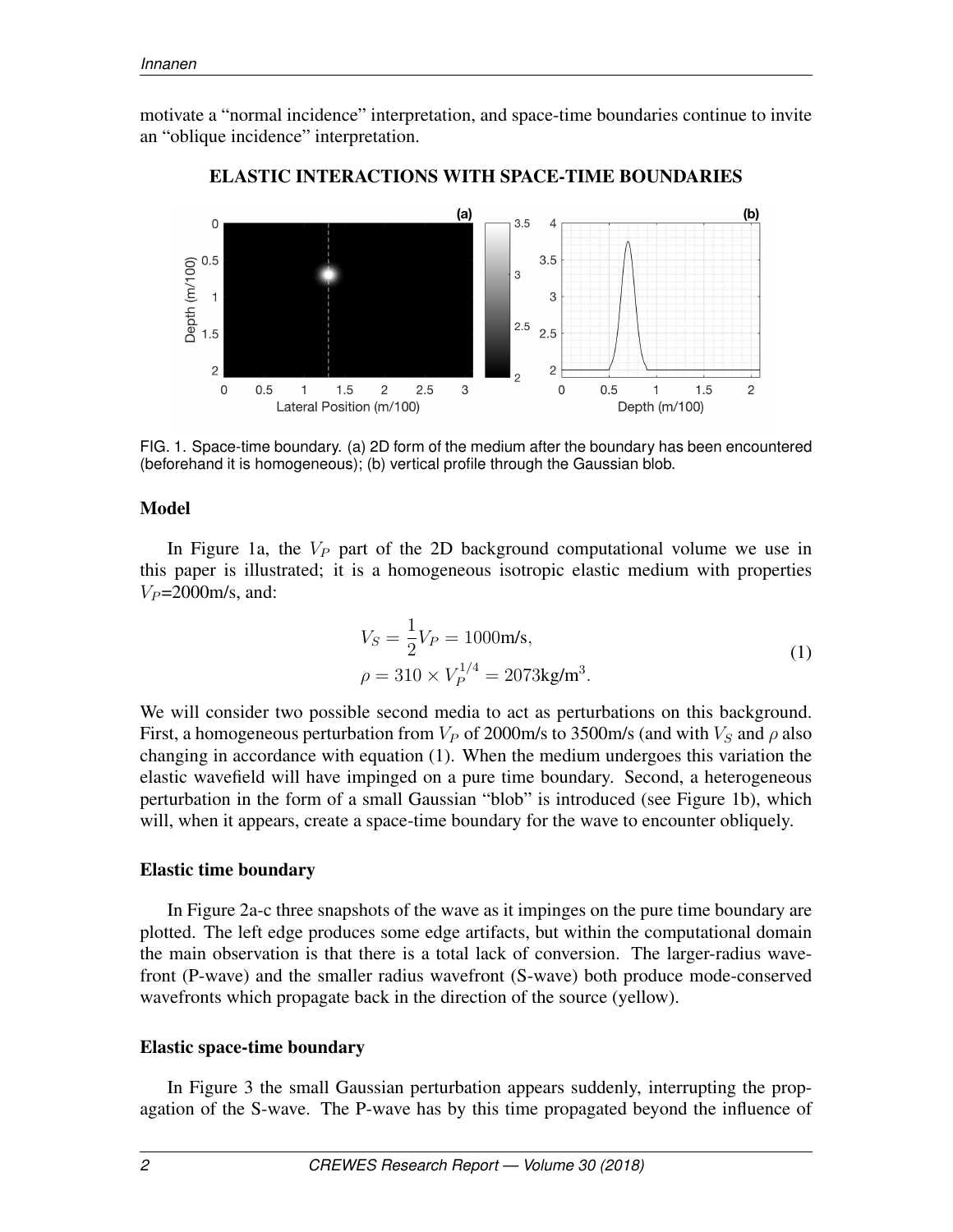motivate a "normal incidence" interpretation, and space-time boundaries continue to invite an "oblique incidence" interpretation.

## ELASTIC INTERACTIONS WITH SPACE-TIME BOUNDARIES

FIG. 1. Space-time boundary. (a) 2D form of the medium after the boundary has been encountered (beforehand it is homogeneous); (b) vertical profile through the Gaussian blob.

### Model

In Figure 1a, the $V_P$ part of the 2D background computational volume we use in this paper is illustrated; it is a homogeneous isotropic elastic medium with properties $V_P$=2000m/s, and:

$$
\begin{aligned}
V_S &= \frac{1}{2}V_P = 1000\text{m/s}, \\
\rho &= 310 \times V_P^{1/4} = 2073\text{kg/m}^3.
\end{aligned}
\tag{1}
$$

We will consider two possible second media to act as perturbations on this background. First, a homogeneous perturbation from $V_P$ of 2000m/s to 3500m/s (and with $V_S$ and $\rho$ also changing in accordance with equation (1). When the medium undergoes this variation the elastic wavefield will have impinged on a pure time boundary. Second, a heterogeneous perturbation in the form of a small Gaussian "blob" is introduced (see Figure 1b), which will, when it appears, create a space-time boundary for the wave to encounter obliquely.

### Elastic time boundary

In Figure 2a-c three snapshots of the wave as it impinges on the pure time boundary are plotted. The left edge produces some edge artifacts, but within the computational domain the main observation is that there is a total lack of conversion. The larger-radius wavefront (P-wave) and the smaller radius wavefront (S-wave) both produce mode-conserved wavefronts which propagate back in the direction of the source (yellow).

### Elastic space-time boundary

In Figure 3 the small Gaussian perturbation appears suddenly, interrupting the propagation of the S-wave. The P-wave has by this time propagated beyond the influence of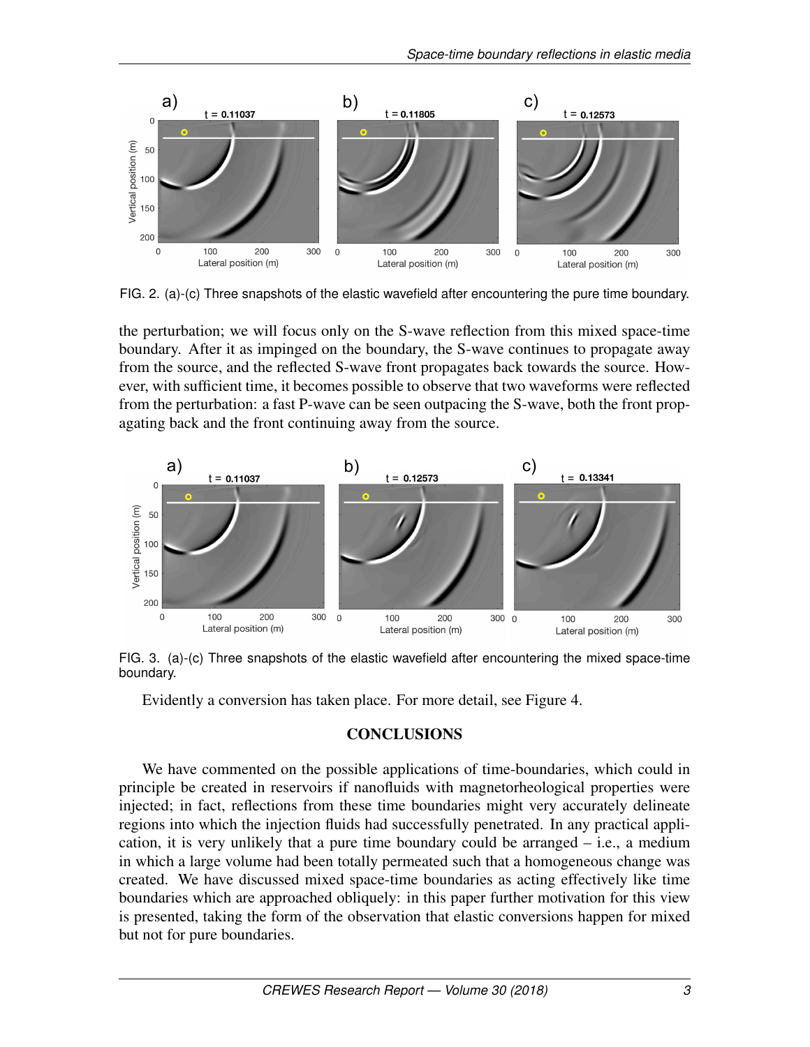FIG. 2. (a)-(c) Three snapshots of the elastic wavefield after encountering the pure time boundary.

the perturbation; we will focus only on the S-wave reflection from this mixed space-time boundary. After it as impinged on the boundary, the S-wave continues to propagate away from the source, and the reflected S-wave front propagates back towards the source. However, with sufficient time, it becomes possible to observe that two waveforms were reflected from the perturbation: a fast P-wave can be seen outpacing the S-wave, both the front propagating back and the front continuing away from the source.

FIG. 3. (a)-(c) Three snapshots of the elastic wavefield after encountering the mixed space-time boundary.

Evidently a conversion has taken place. For more detail, see Figure 4.

## CONCLUSIONS

We have commented on the possible applications of time-boundaries, which could in principle be created in reservoirs if nanofluids with magnetorheological properties were injected; in fact, reflections from these time boundaries might very accurately delineate regions into which the injection fluids had successfully penetrated. In any practical application, it is very unlikely that a pure time boundary could be arranged – i.e., a medium in which a large volume had been totally permeated such that a homogeneous change was created. We have discussed mixed space-time boundaries as acting effectively like time boundaries which are approached obliquely: in this paper further motivation for this view is presented, taking the form of the observation that elastic conversions happen for mixed but not for pure boundaries.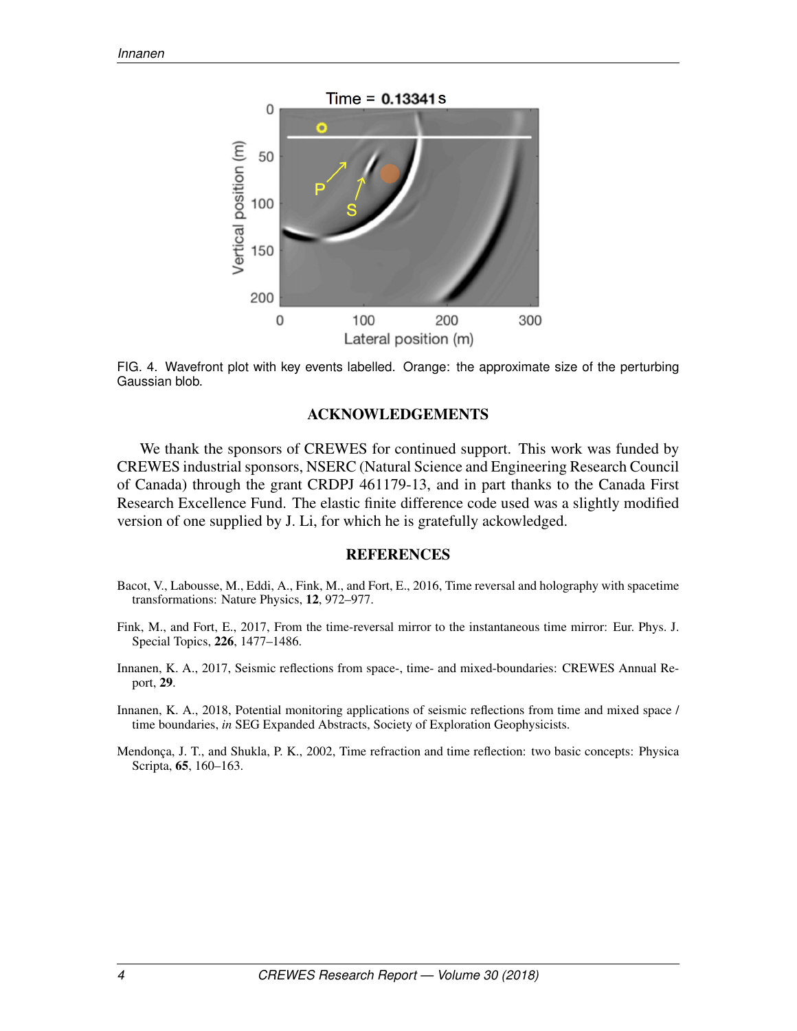Time = 0.13341 s

Vertical position (m)

0
50
100
150
200

Lateral position (m)

0
100
200
300

P
S

FIG. 4. Wavefront plot with key events labelled. Orange: the approximate size of the perturbing Gaussian blob.

## ACKNOWLEDGEMENTS

We thank the sponsors of CREWES for continued support. This work was funded by CREWES industrial sponsors, NSERC (Natural Science and Engineering Research Council of Canada) through the grant CRDPJ 461179-13, and in part thanks to the Canada First Research Excellence Fund. The elastic finite difference code used was a slightly modified version of one supplied by J. Li, for which he is gratefully ackowledged.

## REFERENCES

Bacot, V., Labousse, M., Eddi, A., Fink, M., and Fort, E., 2016, Time reversal and holography with spacetime transformations: Nature Physics, **12**, 972–977.

Fink, M., and Fort, E., 2017, From the time-reversal mirror to the instantaneous time mirror: Eur. Phys. J. Special Topics, **226**, 1477–1486.

Innanen, K. A., 2017, Seismic reflections from space-, time- and mixed-boundaries: CREWES Annual Report, **29**.

Innanen, K. A., 2018, Potential monitoring applications of seismic reflections from time and mixed space / time boundaries, *in* SEG Expanded Abstracts, Society of Exploration Geophysicists.

Mendonça, J. T., and Shukla, P. K., 2002, Time refraction and time reflection: two basic concepts: Physica Scripta, **65**, 160–163.